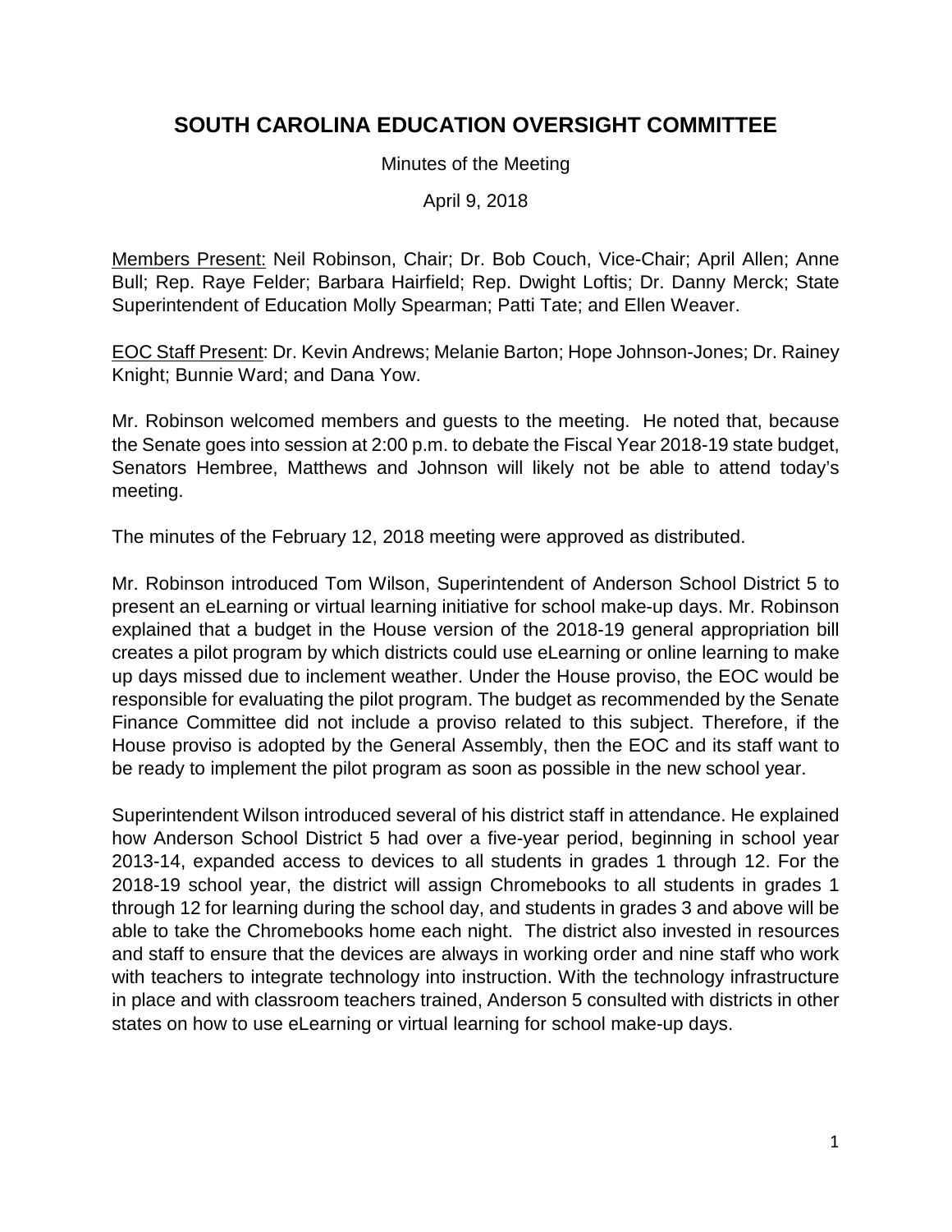# SOUTH CAROLINA EDUCATION OVERSIGHT COMMITTEE

Minutes of the Meeting

April 9, 2018

Members Present: Neil Robinson, Chair; Dr. Bob Couch, Vice-Chair; April Allen; Anne Bull; Rep. Raye Felder; Barbara Hairfield; Rep. Dwight Loftis; Dr. Danny Merck; State Superintendent of Education Molly Spearman; Patti Tate; and Ellen Weaver.

EOC Staff Present: Dr. Kevin Andrews; Melanie Barton; Hope Johnson-Jones; Dr. Rainey Knight; Bunnie Ward; and Dana Yow.

Mr. Robinson welcomed members and guests to the meeting. He noted that, because the Senate goes into session at 2:00 p.m. to debate the Fiscal Year 2018-19 state budget, Senators Hembree, Matthews and Johnson will likely not be able to attend today's meeting.

The minutes of the February 12, 2018 meeting were approved as distributed.

Mr. Robinson introduced Tom Wilson, Superintendent of Anderson School District 5 to present an eLearning or virtual learning initiative for school make-up days. Mr. Robinson explained that a budget in the House version of the 2018-19 general appropriation bill creates a pilot program by which districts could use eLearning or online learning to make up days missed due to inclement weather. Under the House proviso, the EOC would be responsible for evaluating the pilot program. The budget as recommended by the Senate Finance Committee did not include a proviso related to this subject. Therefore, if the House proviso is adopted by the General Assembly, then the EOC and its staff want to be ready to implement the pilot program as soon as possible in the new school year.

Superintendent Wilson introduced several of his district staff in attendance. He explained how Anderson School District 5 had over a five-year period, beginning in school year 2013-14, expanded access to devices to all students in grades 1 through 12. For the 2018-19 school year, the district will assign Chromebooks to all students in grades 1 through 12 for learning during the school day, and students in grades 3 and above will be able to take the Chromebooks home each night. The district also invested in resources and staff to ensure that the devices are always in working order and nine staff who work with teachers to integrate technology into instruction. With the technology infrastructure in place and with classroom teachers trained, Anderson 5 consulted with districts in other states on how to use eLearning or virtual learning for school make-up days.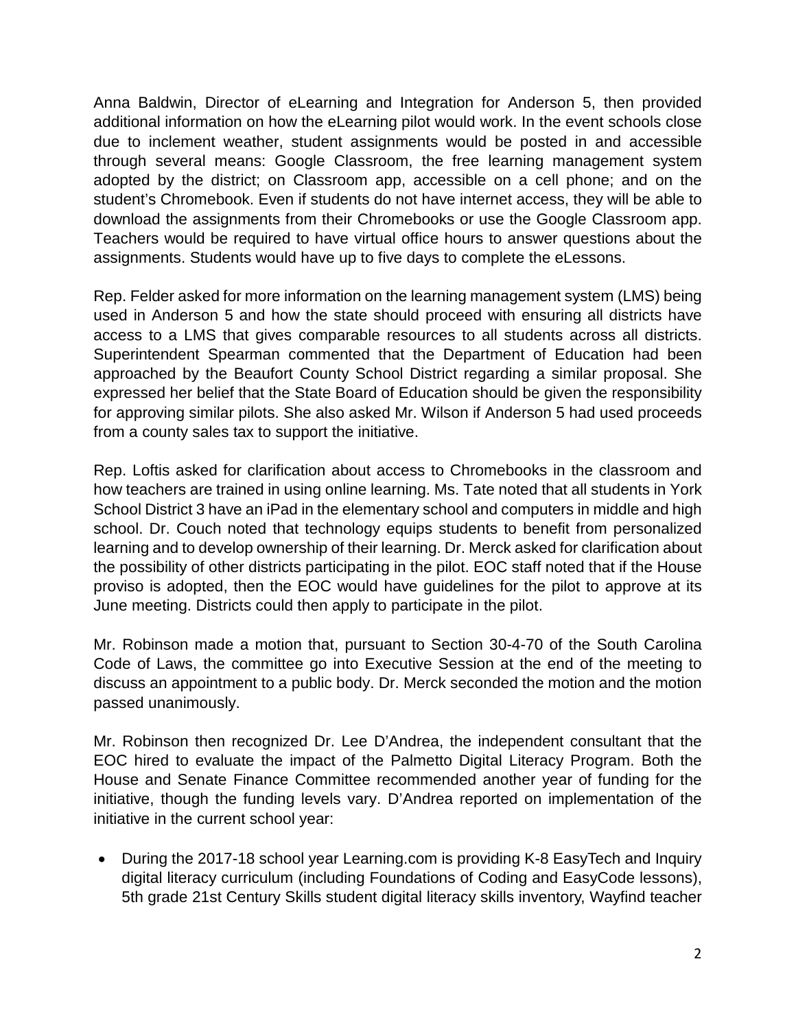Anna Baldwin, Director of eLearning and Integration for Anderson 5, then provided additional information on how the eLearning pilot would work. In the event schools close due to inclement weather, student assignments would be posted in and accessible through several means: Google Classroom, the free learning management system adopted by the district; on Classroom app, accessible on a cell phone; and on the student's Chromebook. Even if students do not have internet access, they will be able to download the assignments from their Chromebooks or use the Google Classroom app. Teachers would be required to have virtual office hours to answer questions about the assignments. Students would have up to five days to complete the eLessons.

Rep. Felder asked for more information on the learning management system (LMS) being used in Anderson 5 and how the state should proceed with ensuring all districts have access to a LMS that gives comparable resources to all students across all districts. Superintendent Spearman commented that the Department of Education had been approached by the Beaufort County School District regarding a similar proposal. She expressed her belief that the State Board of Education should be given the responsibility for approving similar pilots. She also asked Mr. Wilson if Anderson 5 had used proceeds from a county sales tax to support the initiative.

Rep. Loftis asked for clarification about access to Chromebooks in the classroom and how teachers are trained in using online learning. Ms. Tate noted that all students in York School District 3 have an iPad in the elementary school and computers in middle and high school. Dr. Couch noted that technology equips students to benefit from personalized learning and to develop ownership of their learning. Dr. Merck asked for clarification about the possibility of other districts participating in the pilot. EOC staff noted that if the House proviso is adopted, then the EOC would have guidelines for the pilot to approve at its June meeting. Districts could then apply to participate in the pilot.

Mr. Robinson made a motion that, pursuant to Section 30-4-70 of the South Carolina Code of Laws, the committee go into Executive Session at the end of the meeting to discuss an appointment to a public body. Dr. Merck seconded the motion and the motion passed unanimously.

Mr. Robinson then recognized Dr. Lee D'Andrea, the independent consultant that the EOC hired to evaluate the impact of the Palmetto Digital Literacy Program. Both the House and Senate Finance Committee recommended another year of funding for the initiative, though the funding levels vary. D'Andrea reported on implementation of the initiative in the current school year:

- During the 2017-18 school year Learning.com is providing K-8 EasyTech and Inquiry digital literacy curriculum (including Foundations of Coding and EasyCode lessons), 5th grade 21st Century Skills student digital literacy skills inventory, Wayfind teacher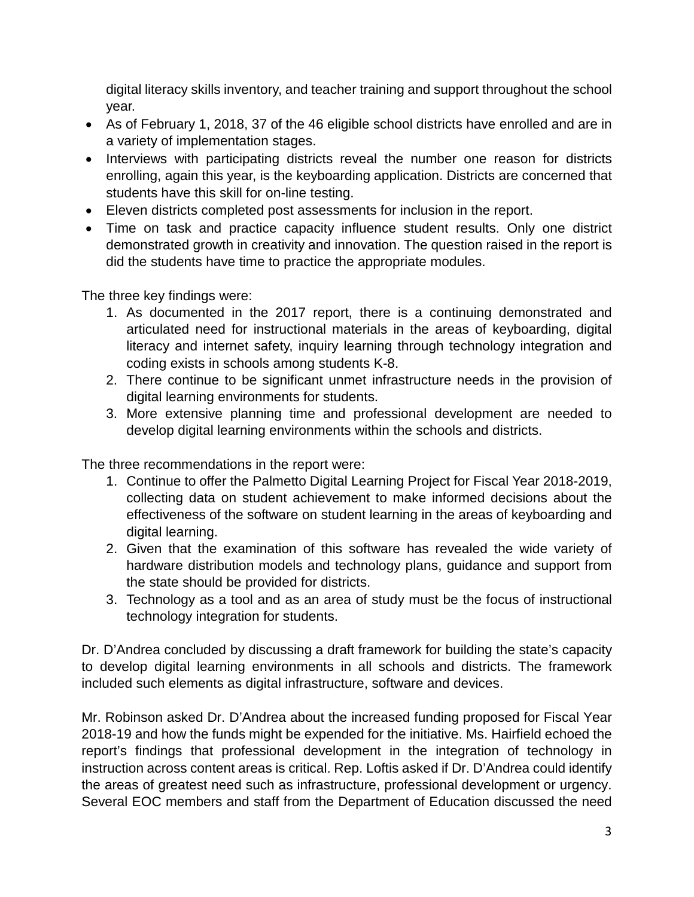digital literacy skills inventory, and teacher training and support throughout the school year.

- As of February 1, 2018, 37 of the 46 eligible school districts have enrolled and are in a variety of implementation stages.
- Interviews with participating districts reveal the number one reason for districts enrolling, again this year, is the keyboarding application. Districts are concerned that students have this skill for on-line testing.
- Eleven districts completed post assessments for inclusion in the report.
- Time on task and practice capacity influence student results. Only one district demonstrated growth in creativity and innovation. The question raised in the report is did the students have time to practice the appropriate modules.

The three key findings were:

1. As documented in the 2017 report, there is a continuing demonstrated and articulated need for instructional materials in the areas of keyboarding, digital literacy and internet safety, inquiry learning through technology integration and coding exists in schools among students K-8.
2. There continue to be significant unmet infrastructure needs in the provision of digital learning environments for students.
3. More extensive planning time and professional development are needed to develop digital learning environments within the schools and districts.

The three recommendations in the report were:

1. Continue to offer the Palmetto Digital Learning Project for Fiscal Year 2018-2019, collecting data on student achievement to make informed decisions about the effectiveness of the software on student learning in the areas of keyboarding and digital learning.
2. Given that the examination of this software has revealed the wide variety of hardware distribution models and technology plans, guidance and support from the state should be provided for districts.
3. Technology as a tool and as an area of study must be the focus of instructional technology integration for students.

Dr. D'Andrea concluded by discussing a draft framework for building the state's capacity to develop digital learning environments in all schools and districts. The framework included such elements as digital infrastructure, software and devices.

Mr. Robinson asked Dr. D'Andrea about the increased funding proposed for Fiscal Year 2018-19 and how the funds might be expended for the initiative. Ms. Hairfield echoed the report's findings that professional development in the integration of technology in instruction across content areas is critical. Rep. Loftis asked if Dr. D'Andrea could identify the areas of greatest need such as infrastructure, professional development or urgency. Several EOC members and staff from the Department of Education discussed the need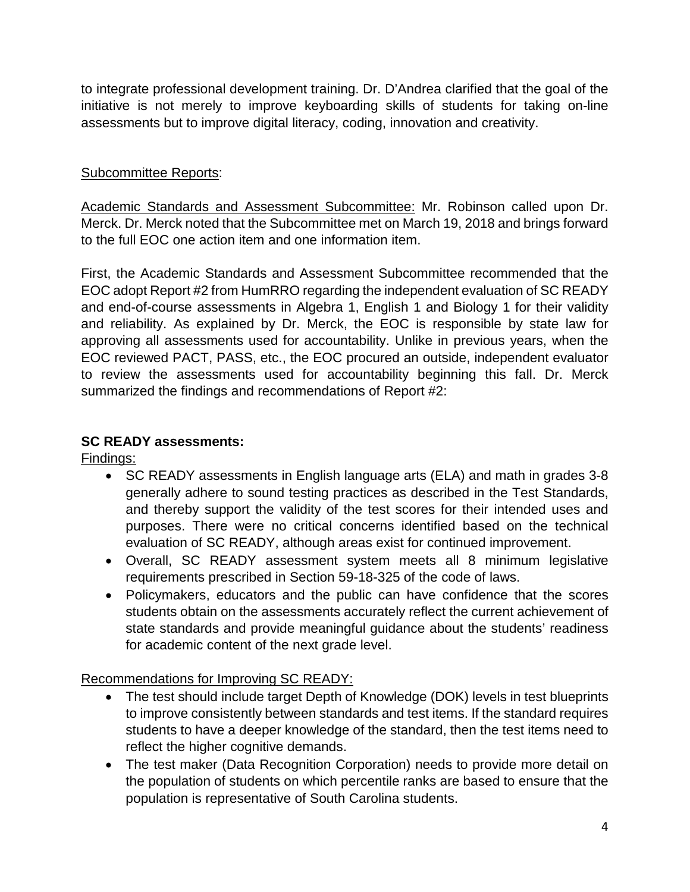to integrate professional development training. Dr. D'Andrea clarified that the goal of the initiative is not merely to improve keyboarding skills of students for taking on-line assessments but to improve digital literacy, coding, innovation and creativity.

<u>Subcommittee Reports</u>:

<u>Academic Standards and Assessment Subcommittee:</u> Mr. Robinson called upon Dr. Merck. Dr. Merck noted that the Subcommittee met on March 19, 2018 and brings forward to the full EOC one action item and one information item.

First, the Academic Standards and Assessment Subcommittee recommended that the EOC adopt Report #2 from HumRRO regarding the independent evaluation of SC READY and end-of-course assessments in Algebra 1, English 1 and Biology 1 for their validity and reliability. As explained by Dr. Merck, the EOC is responsible by state law for approving all assessments used for accountability. Unlike in previous years, when the EOC reviewed PACT, PASS, etc., the EOC procured an outside, independent evaluator to review the assessments used for accountability beginning this fall. Dr. Merck summarized the findings and recommendations of Report #2:

**SC READY assessments:**

<u>Findings:</u>

- SC READY assessments in English language arts (ELA) and math in grades 3-8 generally adhere to sound testing practices as described in the Test Standards, and thereby support the validity of the test scores for their intended uses and purposes. There were no critical concerns identified based on the technical evaluation of SC READY, although areas exist for continued improvement.
- Overall, SC READY assessment system meets all 8 minimum legislative requirements prescribed in Section 59-18-325 of the code of laws.
- Policymakers, educators and the public can have confidence that the scores students obtain on the assessments accurately reflect the current achievement of state standards and provide meaningful guidance about the students' readiness for academic content of the next grade level.

<u>Recommendations for Improving SC READY:</u>

- The test should include target Depth of Knowledge (DOK) levels in test blueprints to improve consistently between standards and test items. If the standard requires students to have a deeper knowledge of the standard, then the test items need to reflect the higher cognitive demands.
- The test maker (Data Recognition Corporation) needs to provide more detail on the population of students on which percentile ranks are based to ensure that the population is representative of South Carolina students.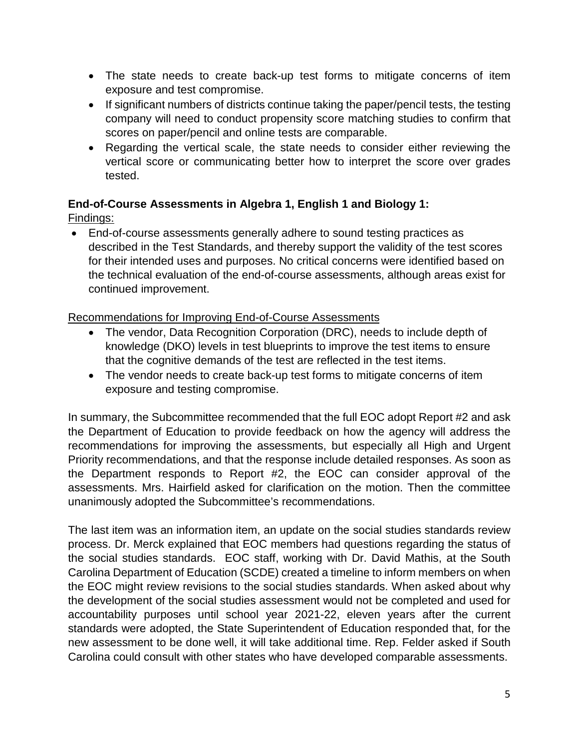- The state needs to create back-up test forms to mitigate concerns of item exposure and test compromise.
- If significant numbers of districts continue taking the paper/pencil tests, the testing company will need to conduct propensity score matching studies to confirm that scores on paper/pencil and online tests are comparable.
- Regarding the vertical scale, the state needs to consider either reviewing the vertical score or communicating better how to interpret the score over grades tested.

**End-of-Course Assessments in Algebra 1, English 1 and Biology 1:**

Findings:

- End-of-course assessments generally adhere to sound testing practices as described in the Test Standards, and thereby support the validity of the test scores for their intended uses and purposes. No critical concerns were identified based on the technical evaluation of the end-of-course assessments, although areas exist for continued improvement.

Recommendations for Improving End-of-Course Assessments

- The vendor, Data Recognition Corporation (DRC), needs to include depth of knowledge (DKO) levels in test blueprints to improve the test items to ensure that the cognitive demands of the test are reflected in the test items.
- The vendor needs to create back-up test forms to mitigate concerns of item exposure and testing compromise.

In summary, the Subcommittee recommended that the full EOC adopt Report #2 and ask the Department of Education to provide feedback on how the agency will address the recommendations for improving the assessments, but especially all High and Urgent Priority recommendations, and that the response include detailed responses. As soon as the Department responds to Report #2, the EOC can consider approval of the assessments. Mrs. Hairfield asked for clarification on the motion. Then the committee unanimously adopted the Subcommittee's recommendations.

The last item was an information item, an update on the social studies standards review process. Dr. Merck explained that EOC members had questions regarding the status of the social studies standards. EOC staff, working with Dr. David Mathis, at the South Carolina Department of Education (SCDE) created a timeline to inform members on when the EOC might review revisions to the social studies standards. When asked about why the development of the social studies assessment would not be completed and used for accountability purposes until school year 2021-22, eleven years after the current standards were adopted, the State Superintendent of Education responded that, for the new assessment to be done well, it will take additional time. Rep. Felder asked if South Carolina could consult with other states who have developed comparable assessments.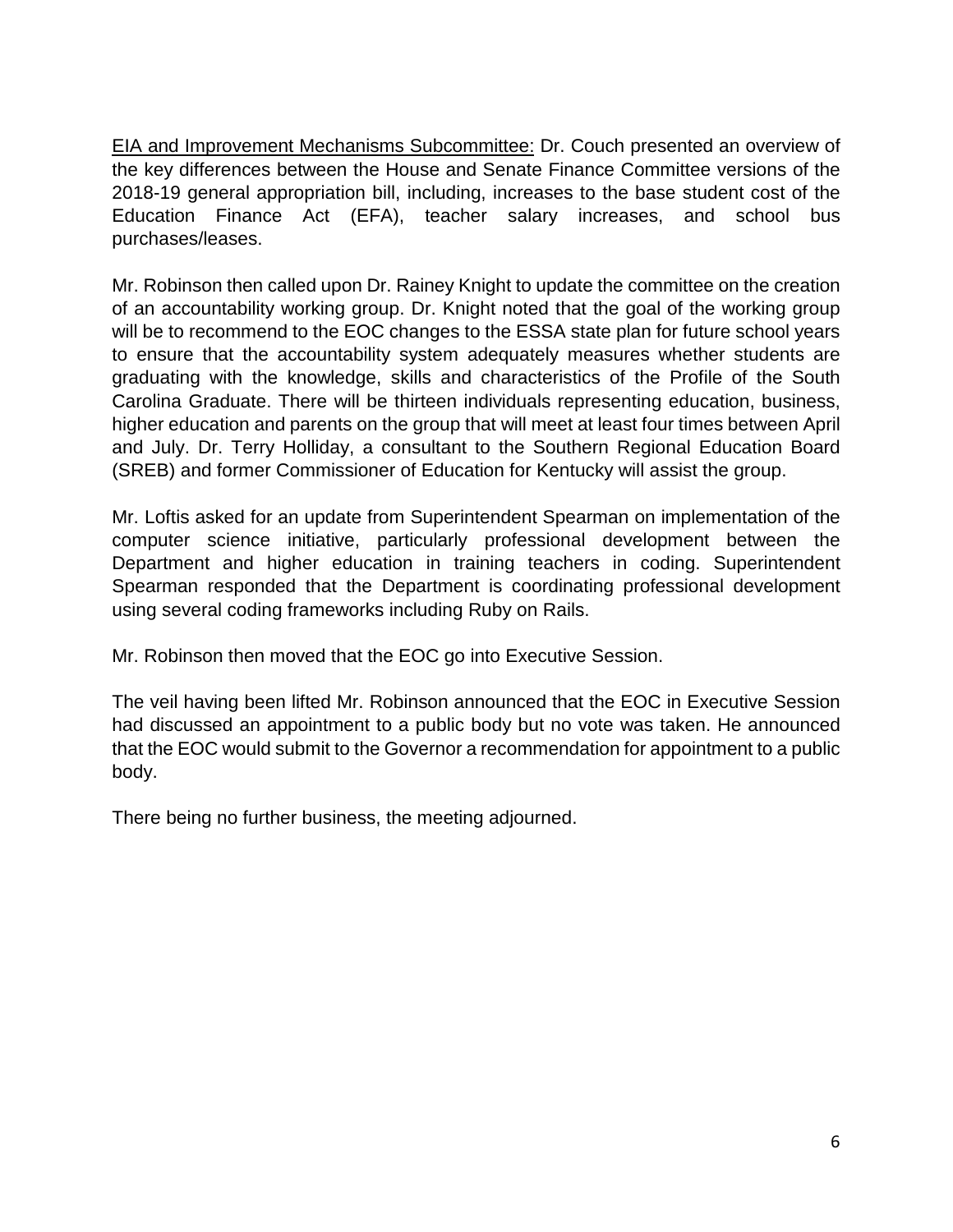<u>EIA and Improvement Mechanisms Subcommittee:</u> Dr. Couch presented an overview of the key differences between the House and Senate Finance Committee versions of the 2018-19 general appropriation bill, including, increases to the base student cost of the Education Finance Act (EFA), teacher salary increases, and school bus purchases/leases.

Mr. Robinson then called upon Dr. Rainey Knight to update the committee on the creation of an accountability working group. Dr. Knight noted that the goal of the working group will be to recommend to the EOC changes to the ESSA state plan for future school years to ensure that the accountability system adequately measures whether students are graduating with the knowledge, skills and characteristics of the Profile of the South Carolina Graduate. There will be thirteen individuals representing education, business, higher education and parents on the group that will meet at least four times between April and July. Dr. Terry Holliday, a consultant to the Southern Regional Education Board (SREB) and former Commissioner of Education for Kentucky will assist the group.

Mr. Loftis asked for an update from Superintendent Spearman on implementation of the computer science initiative, particularly professional development between the Department and higher education in training teachers in coding. Superintendent Spearman responded that the Department is coordinating professional development using several coding frameworks including Ruby on Rails.

Mr. Robinson then moved that the EOC go into Executive Session.

The veil having been lifted Mr. Robinson announced that the EOC in Executive Session had discussed an appointment to a public body but no vote was taken. He announced that the EOC would submit to the Governor a recommendation for appointment to a public body.

There being no further business, the meeting adjourned.